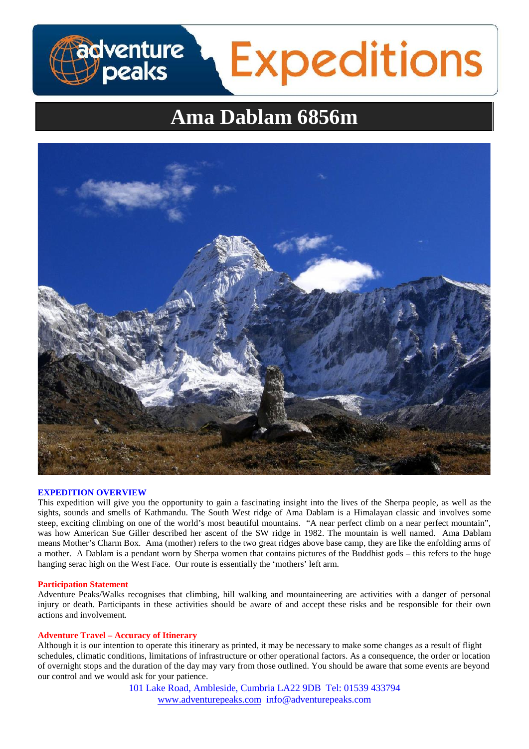# Ama Dablam 6856m

### EXPEDITION OVERVIEW

This expedition will give you the opportunity to gain a fascinating insight into the lives of the Sherpa people, as well as the sights, sounds and smells of Kathmandu. The South West ridge of Ama Dablam is a Himalayan classic and involves some steep, exciting climbing on one of the world's most beautiful mountains. "A near perfect climb on a near perfect mountain", was how American Sue Giller described her ascent of the SW ridge in 1982. The mountain is well named. Ama Dablam means Mother's Charm Box. Ama (mother) refers to the two great ridges above base camp, they are like the enfolding arms of a mother. A Dablam is a pendant worn by Sherpa women that contains pictures of the Buddhist gods – this refers to the huge hanging serac high on the West Face. Our route is essentially the 'mothers' left arm.

### Participation Statement

Adventure Peaks/Walks recognises that climbing, hill walking and mountaineering are activities with a danger of personal injury or death. Participants in these activities should be aware of and accept these risks and be responsible for their own actions and involvement.

### Adventure Travel – Accuracy of Itinerary

Although it is our intention to operate this itinerary as printed, it may be necessary to make some changes as a result of flight schedules, climatic conditions, limitations of infrastructure or other operational factors. As a consequence, the order or location of overnight stops and the duration of the day may vary from those outlined. You should be aware that some events are beyond our control and we would ask for your patience.

101 Lake Road, Ambleside, Cumbria LA22 9DB Tel: 01539 433794
www.adventurepeaks.com info@adventurepeaks.com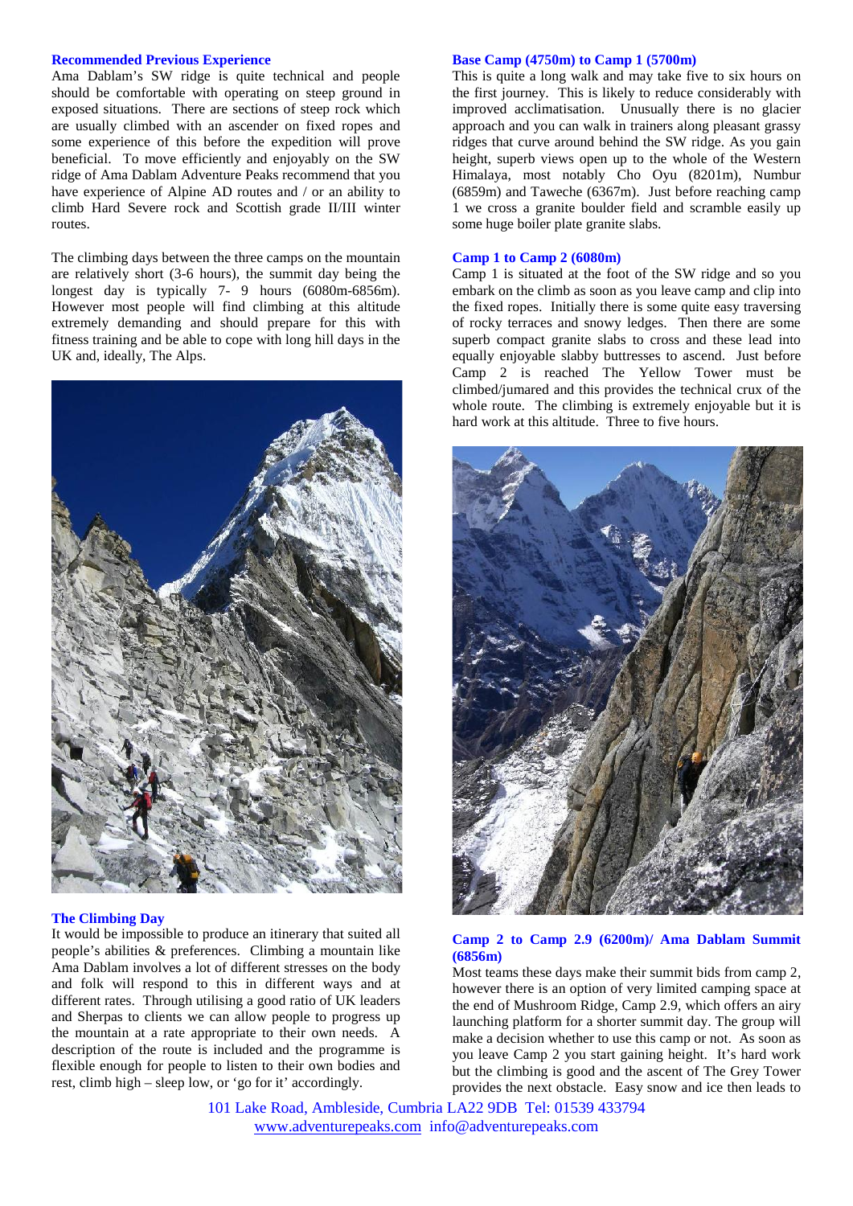### Recommended Previous Experience

Ama Dablam's SW ridge is quite technical and people should be comfortable with operating on steep ground in exposed situations. There are sections of steep rock which are usually climbed with an ascender on fixed ropes and some experience of this before the expedition will prove beneficial. To move efficiently and enjoyably on the SW ridge of Ama Dablam Adventure Peaks recommend that you have experience of Alpine AD routes and / or an ability to climb Hard Severe rock and Scottish grade II/III winter routes.

The climbing days between the three camps on the mountain are relatively short (3-6 hours), the summit day being the longest day is typically 7- 9 hours (6080m-6856m). However most people will find climbing at this altitude extremely demanding and should prepare for this with fitness training and be able to cope with long hill days in the UK and, ideally, The Alps.

### The Climbing Day

It would be impossible to produce an itinerary that suited all people's abilities & preferences. Climbing a mountain like Ama Dablam involves a lot of different stresses on the body and folk will respond to this in different ways and at different rates. Through utilising a good ratio of UK leaders and Sherpas to clients we can allow people to progress up the mountain at a rate appropriate to their own needs. A description of the route is included and the programme is flexible enough for people to listen to their own bodies and rest, climb high – sleep low, or 'go for it' accordingly.

### Base Camp (4750m) to Camp 1 (5700m)

This is quite a long walk and may take five to six hours on the first journey. This is likely to reduce considerably with improved acclimatisation. Unusually there is no glacier approach and you can walk in trainers along pleasant grassy ridges that curve around behind the SW ridge. As you gain height, superb views open up to the whole of the Western Himalaya, most notably Cho Oyu (8201m), Numbur (6859m) and Taweche (6367m). Just before reaching camp 1 we cross a granite boulder field and scramble easily up some huge boiler plate granite slabs.

### Camp 1 to Camp 2 (6080m)

Camp 1 is situated at the foot of the SW ridge and so you embark on the climb as soon as you leave camp and clip into the fixed ropes. Initially there is some quite easy traversing of rocky terraces and snowy ledges. Then there are some superb compact granite slabs to cross and these lead into equally enjoyable slabby buttresses to ascend. Just before Camp 2 is reached The Yellow Tower must be climbed/jumared and this provides the technical crux of the whole route. The climbing is extremely enjoyable but it is hard work at this altitude. Three to five hours.

### Camp 2 to Camp 2.9 (6200m)/ Ama Dablam Summit (6856m)

Most teams these days make their summit bids from camp 2, however there is an option of very limited camping space at the end of Mushroom Ridge, Camp 2.9, which offers an airy launching platform for a shorter summit day. The group will make a decision whether to use this camp or not. As soon as you leave Camp 2 you start gaining height. It's hard work but the climbing is good and the ascent of The Grey Tower provides the next obstacle. Easy snow and ice then leads to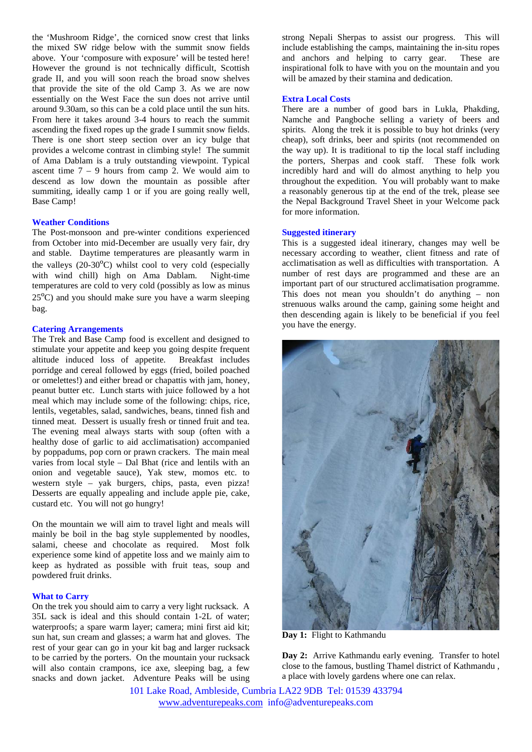the 'Mushroom Ridge', the corniced snow crest that links the mixed SW ridge below with the summit snow fields above. Your 'composure with exposure' will be tested here! However the ground is not technically difficult, Scottish grade II, and you will soon reach the broad snow shelves that provide the site of the old Camp 3. As we are now essentially on the West Face the sun does not arrive until around 9.30am, so this can be a cold place until the sun hits. From here it takes around 3-4 hours to reach the summit ascending the fixed ropes up the grade I summit snow fields. There is one short steep section over an icy bulge that provides a welcome contrast in climbing style! The summit of Ama Dablam is a truly outstanding viewpoint. Typical ascent time 7 – 9 hours from camp 2. We would aim to descend as low down the mountain as possible after summiting, ideally camp 1 or if you are going really well, Base Camp!

### Weather Conditions

The Post-monsoon and pre-winter conditions experienced from October into mid-December are usually very fair, dry and stable. Daytime temperatures are pleasantly warm in the valleys (20-30$^{o}$C) whilst cool to very cold (especially with wind chill) high on Ama Dablam. Night-time temperatures are cold to very cold (possibly as low as minus 25$^{o}$C) and you should make sure you have a warm sleeping bag.

### Catering Arrangements

The Trek and Base Camp food is excellent and designed to stimulate your appetite and keep you going despite frequent altitude induced loss of appetite. Breakfast includes porridge and cereal followed by eggs (fried, boiled poached or omelettes!) and either bread or chapattis with jam, honey, peanut butter etc. Lunch starts with juice followed by a hot meal which may include some of the following: chips, rice, lentils, vegetables, salad, sandwiches, beans, tinned fish and tinned meat. Dessert is usually fresh or tinned fruit and tea. The evening meal always starts with soup (often with a healthy dose of garlic to aid acclimatisation) accompanied by poppadums, pop corn or prawn crackers. The main meal varies from local style – Dal Bhat (rice and lentils with an onion and vegetable sauce), Yak stew, momos etc. to western style – yak burgers, chips, pasta, even pizza! Desserts are equally appealing and include apple pie, cake, custard etc. You will not go hungry!

On the mountain we will aim to travel light and meals will mainly be boil in the bag style supplemented by noodles, salami, cheese and chocolate as required. Most folk experience some kind of appetite loss and we mainly aim to keep as hydrated as possible with fruit teas, soup and powdered fruit drinks.

### What to Carry

On the trek you should aim to carry a very light rucksack. A 35L sack is ideal and this should contain 1-2L of water; waterproofs; a spare warm layer; camera; mini first aid kit; sun hat, sun cream and glasses; a warm hat and gloves. The rest of your gear can go in your kit bag and larger rucksack to be carried by the porters. On the mountain your rucksack will also contain crampons, ice axe, sleeping bag, a few snacks and down jacket. Adventure Peaks will be using strong Nepali Sherpas to assist our progress. This will include establishing the camps, maintaining the in-situ ropes and anchors and helping to carry gear. These are inspirational folk to have with you on the mountain and you will be amazed by their stamina and dedication.

### Extra Local Costs

There are a number of good bars in Lukla, Phakding, Namche and Pangboche selling a variety of beers and spirits. Along the trek it is possible to buy hot drinks (very cheap), soft drinks, beer and spirits (not recommended on the way up). It is traditional to tip the local staff including the porters, Sherpas and cook staff. These folk work incredibly hard and will do almost anything to help you throughout the expedition. You will probably want to make a reasonably generous tip at the end of the trek, please see the Nepal Background Travel Sheet in your Welcome pack for more information.

### Suggested itinerary

This is a suggested ideal itinerary, changes may well be necessary according to weather, client fitness and rate of acclimatisation as well as difficulties with transportation. A number of rest days are programmed and these are an important part of our structured acclimatisation programme. This does not mean you shouldn't do anything – non strenuous walks around the camp, gaining some height and then descending again is likely to be beneficial if you feel you have the energy.

**Day 1:** Flight to Kathmandu

**Day 2:** Arrive Kathmandu early evening. Transfer to hotel close to the famous, bustling Thamel district of Kathmandu , a place with lovely gardens where one can relax.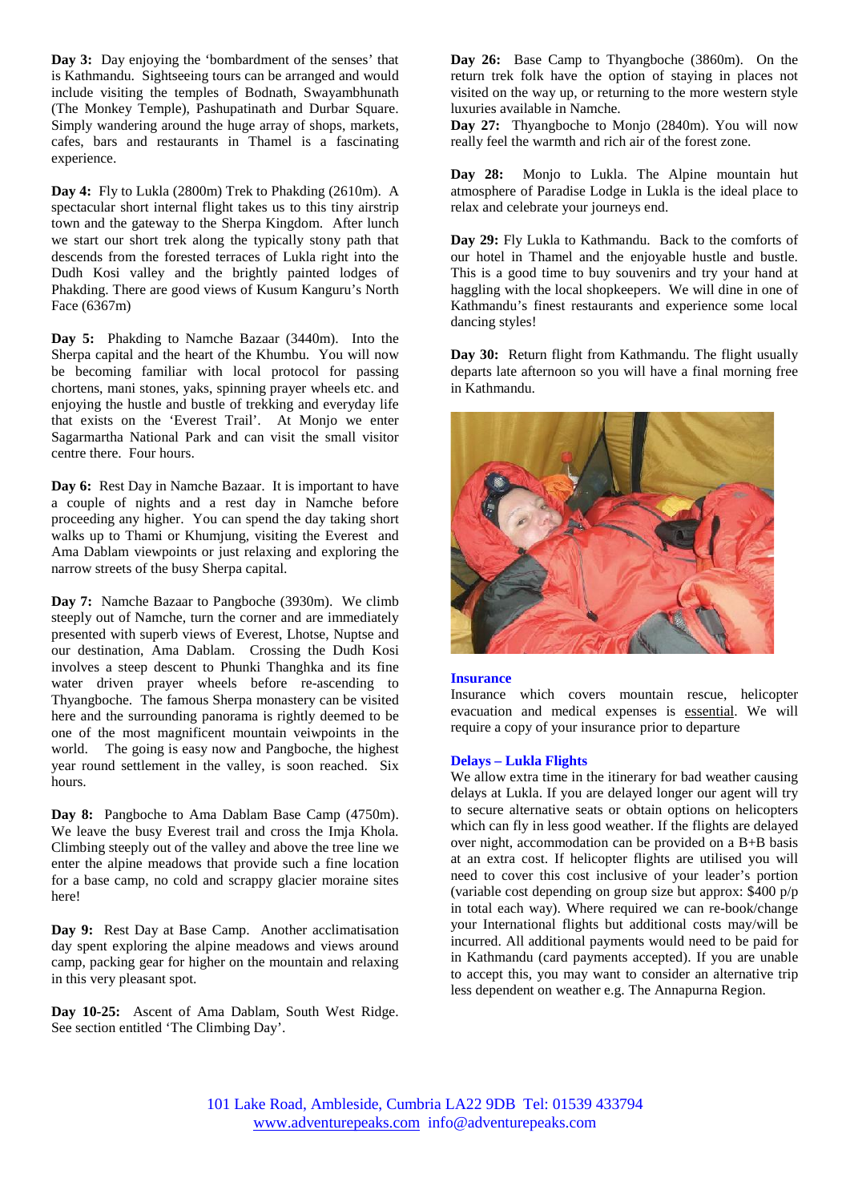**Day 3:** Day enjoying the 'bombardment of the senses' that is Kathmandu. Sightseeing tours can be arranged and would include visiting the temples of Bodnath, Swayambhunath (The Monkey Temple), Pashupatinath and Durbar Square. Simply wandering around the huge array of shops, markets, cafes, bars and restaurants in Thamel is a fascinating experience.

**Day 4:** Fly to Lukla (2800m) Trek to Phakding (2610m). A spectacular short internal flight takes us to this tiny airstrip town and the gateway to the Sherpa Kingdom. After lunch we start our short trek along the typically stony path that descends from the forested terraces of Lukla right into the Dudh Kosi valley and the brightly painted lodges of Phakding. There are good views of Kusum Kanguru's North Face (6367m)

**Day 5:** Phakding to Namche Bazaar (3440m). Into the Sherpa capital and the heart of the Khumbu. You will now be becoming familiar with local protocol for passing chortens, mani stones, yaks, spinning prayer wheels etc. and enjoying the hustle and bustle of trekking and everyday life that exists on the 'Everest Trail'. At Monjo we enter Sagarmartha National Park and can visit the small visitor centre there. Four hours.

**Day 6:** Rest Day in Namche Bazaar. It is important to have a couple of nights and a rest day in Namche before proceeding any higher. You can spend the day taking short walks up to Thami or Khumjung, visiting the Everest and Ama Dablam viewpoints or just relaxing and exploring the narrow streets of the busy Sherpa capital.

**Day 7:** Namche Bazaar to Pangboche (3930m). We climb steeply out of Namche, turn the corner and are immediately presented with superb views of Everest, Lhotse, Nuptse and our destination, Ama Dablam. Crossing the Dudh Kosi involves a steep descent to Phunki Thanghka and its fine water driven prayer wheels before re-ascending to Thyangboche. The famous Sherpa monastery can be visited here and the surrounding panorama is rightly deemed to be one of the most magnificent mountain veiwpoints in the world. The going is easy now and Pangboche, the highest year round settlement in the valley, is soon reached. Six hours.

**Day 8:** Pangboche to Ama Dablam Base Camp (4750m). We leave the busy Everest trail and cross the Imja Khola. Climbing steeply out of the valley and above the tree line we enter the alpine meadows that provide such a fine location for a base camp, no cold and scrappy glacier moraine sites here!

**Day 9:** Rest Day at Base Camp. Another acclimatisation day spent exploring the alpine meadows and views around camp, packing gear for higher on the mountain and relaxing in this very pleasant spot.

**Day 10-25:** Ascent of Ama Dablam, South West Ridge. See section entitled 'The Climbing Day'.

**Day 26:** Base Camp to Thyangboche (3860m). On the return trek folk have the option of staying in places not visited on the way up, or returning to the more western style luxuries available in Namche.

**Day 27:** Thyangboche to Monjo (2840m). You will now really feel the warmth and rich air of the forest zone.

**Day 28:** Monjo to Lukla. The Alpine mountain hut atmosphere of Paradise Lodge in Lukla is the ideal place to relax and celebrate your journeys end.

**Day 29:** Fly Lukla to Kathmandu. Back to the comforts of our hotel in Thamel and the enjoyable hustle and bustle. This is a good time to buy souvenirs and try your hand at haggling with the local shopkeepers. We will dine in one of Kathmandu's finest restaurants and experience some local dancing styles!

**Day 30:** Return flight from Kathmandu. The flight usually departs late afternoon so you will have a final morning free in Kathmandu.

### Insurance

Insurance which covers mountain rescue, helicopter evacuation and medical expenses is essential. We will require a copy of your insurance prior to departure

### Delays – Lukla Flights

We allow extra time in the itinerary for bad weather causing delays at Lukla. If you are delayed longer our agent will try to secure alternative seats or obtain options on helicopters which can fly in less good weather. If the flights are delayed over night, accommodation can be provided on a B+B basis at an extra cost. If helicopter flights are utilised you will need to cover this cost inclusive of your leader's portion (variable cost depending on group size but approx: $400 p/p in total each way). Where required we can re-book/change your International flights but additional costs may/will be incurred. All additional payments would need to be paid for in Kathmandu (card payments accepted). If you are unable to accept this, you may want to consider an alternative trip less dependent on weather e.g. The Annapurna Region.